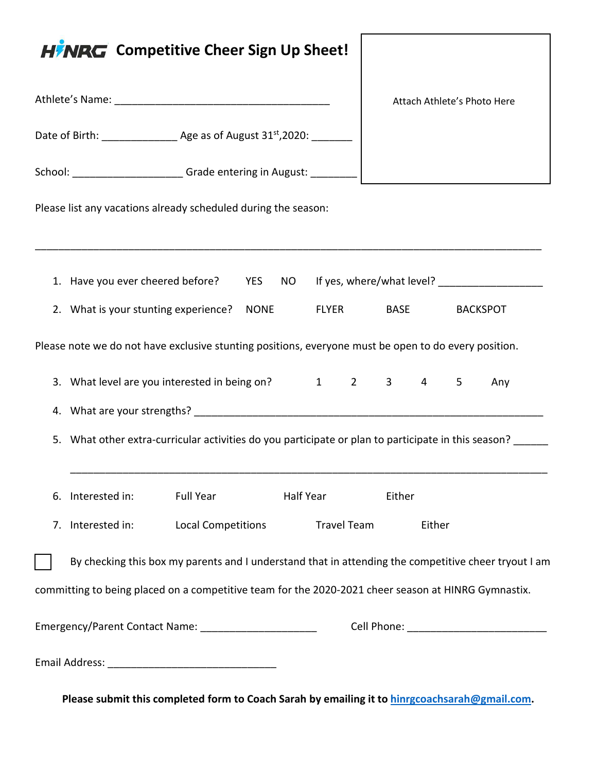# HINRG Competitive Cheer Sign Up Sheet!

Attach Athlete's Photo Here

Athlete's Name: ____________________________________

Date of Birth: _____________ Age as of August 31st, 2020: _______

School: ___________________ Grade entering in August: ________

Please list any vacations already scheduled during the season:

_____________________________________________________________________________________

1. Have you ever cheered before? YES NO If yes, where/what level? __________________
2. What is your stunting experience? NONE FLYER BASE BACKSPOT

Please note we do not have exclusive stunting positions, everyone must be open to do every position.

3. What level are you interested in being on? 1 2 3 4 5 Any
4. What are your strengths? _____________________________________________________________
5. What other extra-curricular activities do you participate or plan to participate in this season? ______

   ________________________________________________________________________________

6. Interested in: Full Year Half Year Either
7. Interested in: Local Competitions Travel Team Either

☐ By checking this box my parents and I understand that in attending the competitive cheer tryout I am committing to being placed on a competitive team for the 2020-2021 cheer season at HINRG Gymnastix.

Emergency/Parent Contact Name: ____________________ Cell Phone: ________________________

Email Address: _____________________________

**Please submit this completed form to Coach Sarah by emailing it to hinrgcoachsarah@gmail.com.**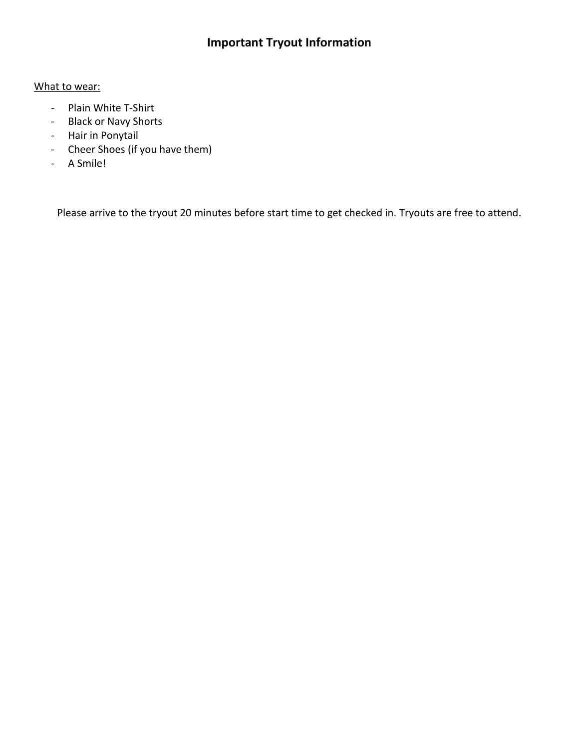## Important Tryout Information

<u>What to wear:</u>

- Plain White T-Shirt
- Black or Navy Shorts
- Hair in Ponytail
- Cheer Shoes (if you have them)
- A Smile!

Please arrive to the tryout 20 minutes before start time to get checked in. Tryouts are free to attend.